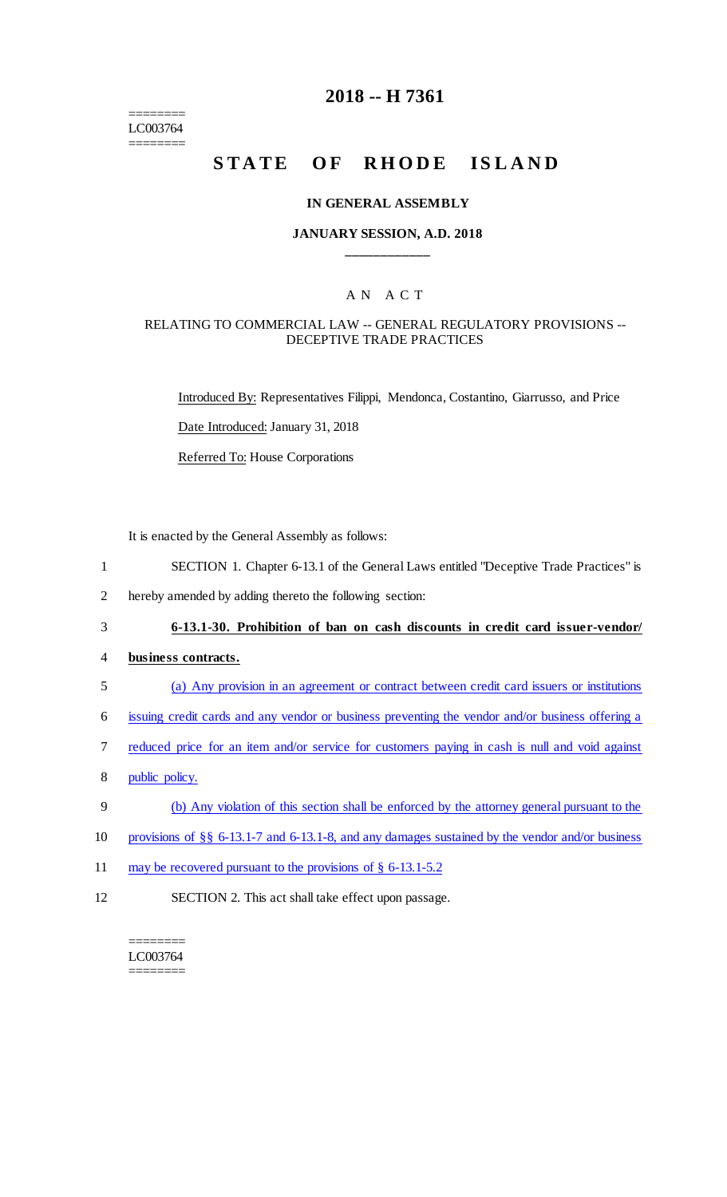========
LC003764
========

# 2018 -- H 7361

## STATE OF RHODE ISLAND

### IN GENERAL ASSEMBLY

### JANUARY SESSION, A.D. 2018

\_\_\_\_\_\_\_\_\_\_\_\_

### A N A C T

RELATING TO COMMERCIAL LAW -- GENERAL REGULATORY PROVISIONS -- DECEPTIVE TRADE PRACTICES

Introduced By: Representatives Filippi, Mendonca, Costantino, Giarrusso, and Price

Date Introduced: January 31, 2018

Referred To: House Corporations

It is enacted by the General Assembly as follows:

1 SECTION 1. Chapter 6-13.1 of the General Laws entitled "Deceptive Trade Practices" is
2 hereby amended by adding thereto the following section:

3 **6-13.1-30. Prohibition of ban on cash discounts in credit card issuer-vendor/**
4 **business contracts.**

5 (a) Any provision in an agreement or contract between credit card issuers or institutions
6 issuing credit cards and any vendor or business preventing the vendor and/or business offering a
7 reduced price for an item and/or service for customers paying in cash is null and void against
8 public policy.

9 (b) Any violation of this section shall be enforced by the attorney general pursuant to the
10 provisions of §§ 6-13.1-7 and 6-13.1-8, and any damages sustained by the vendor and/or business
11 may be recovered pursuant to the provisions of § 6-13.1-5.2

12 SECTION 2. This act shall take effect upon passage.

========
LC003764
========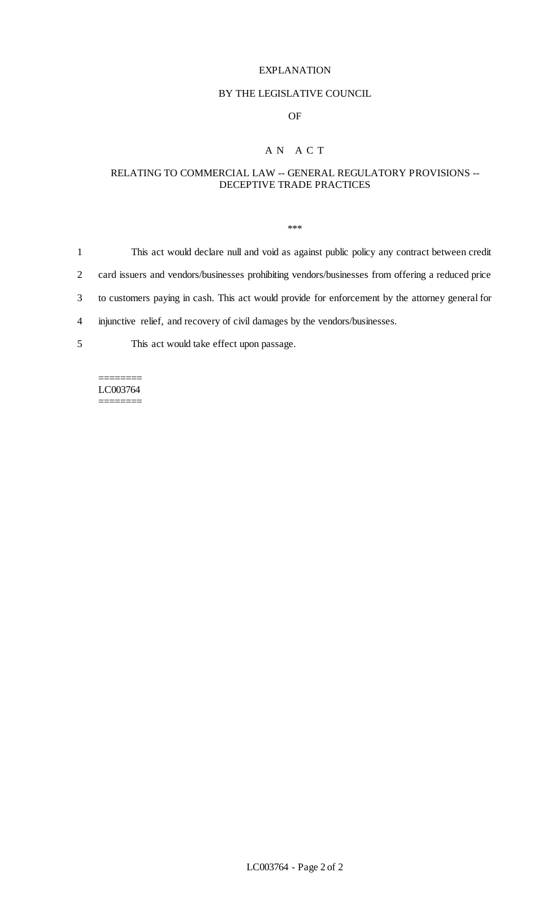EXPLANATION

BY THE LEGISLATIVE COUNCIL

OF

# A N A C T

## RELATING TO COMMERCIAL LAW -- GENERAL REGULATORY PROVISIONS -- DECEPTIVE TRADE PRACTICES

***

This act would declare null and void as against public policy any contract between credit card issuers and vendors/businesses prohibiting vendors/businesses from offering a reduced price to customers paying in cash. This act would provide for enforcement by the attorney general for injunctive relief, and recovery of civil damages by the vendors/businesses.

This act would take effect upon passage.

========
LC003764
========